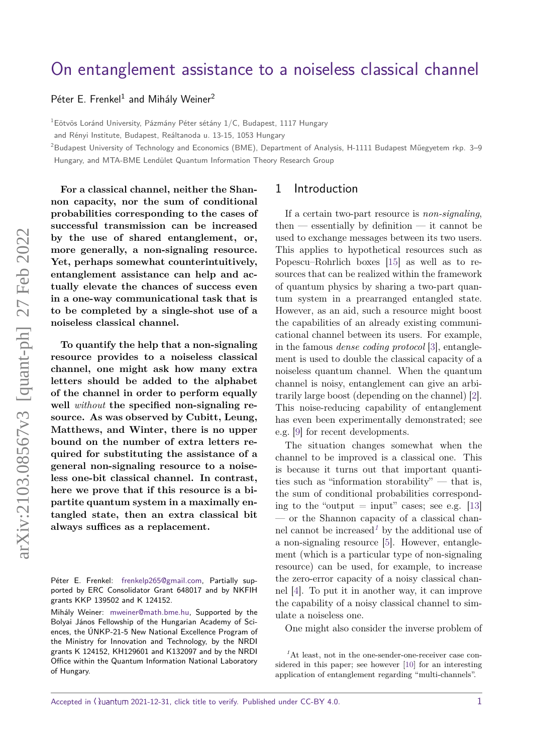# On entanglement assistance to a noiseless classical channel

Péter E. Frenkel[1] and Mihály Weiner[2]

[1]Eötvös Loránd University, Pázmány Péter sétány 1/C, Budapest, 1117 Hungary and Rényi Institute, Budapest, Reáltanoda u. 13-15, 1053 Hungary

[2]Budapest University of Technology and Economics (BME), Department of Analysis, H-1111 Budapest Műegyetem rkp. 3–9 Hungary, and MTA-BME Lendület Quantum Information Theory Research Group

**For a classical channel, neither the Shannon capacity, nor the sum of conditional probabilities corresponding to the cases of successful transmission can be increased by the use of shared entanglement, or, more generally, a non-signaling resource. Yet, perhaps somewhat counterintuitively, entanglement assistance can help and actually elevate the chances of success even in a one-way communicational task that is to be completed by a single-shot use of a noiseless classical channel.**

**To quantify the help that a non-signaling resource provides to a noiseless classical channel, one might ask how many extra letters should be added to the alphabet of the channel in order to perform equally well *without* the specified non-signaling resource. As was observed by Cubitt, Leung, Matthews, and Winter, there is no upper bound on the number of extra letters required for substituting the assistance of a general non-signaling resource to a noiseless one-bit classical channel. In contrast, here we prove that if this resource is a bipartite quantum system in a maximally entangled state, then an extra classical bit always suffices as a replacement.**

Péter E. Frenkel: frenkelp265@gmail.com, Partially supported by ERC Consolidator Grant 648017 and by NKFIH grants KKP 139502 and K 124152.

Mihály Weiner: mweiner@math.bme.hu, Supported by the Bolyai János Fellowship of the Hungarian Academy of Sciences, the ÚNKP-21-5 New National Excellence Program of the Ministry for Innovation and Technology, by the NRDI grants K 124152, KH129601 and K132097 and by the NRDI Office within the Quantum Information National Laboratory of Hungary.

## 1 Introduction

If a certain two-part resource is *non-signaling*, then — essentially by definition — it cannot be used to exchange messages between its two users. This applies to hypothetical resources such as Popescu–Rohrlich boxes [15] as well as to resources that can be realized within the framework of quantum physics by sharing a two-part quantum system in a prearranged entangled state. However, as an aid, such a resource might boost the capabilities of an already existing communicational channel between its users. For example, in the famous *dense coding protocol* [3], entanglement is used to double the classical capacity of a noiseless quantum channel. When the quantum channel is noisy, entanglement can give an arbitrarily large boost (depending on the channel) [2]. This noise-reducing capability of entanglement has even been experimentally demonstrated; see e.g. [9] for recent developments.

The situation changes somewhat when the channel to be improved is a classical one. This is because it turns out that important quantities such as "information storability" — that is, the sum of conditional probabilities corresponding to the "output = input" cases; see e.g. [13] — or the Shannon capacity of a classical channel cannot be increased[1] by the additional use of a non-signaling resource [5]. However, entanglement (which is a particular type of non-signaling resource) can be used, for example, to increase the zero-error capacity of a noisy classical channel [4]. To put it in another way, it can improve the capability of a noisy classical channel to simulate a noiseless one.

One might also consider the inverse problem of

[1]At least, not in the one-sender-one-receiver case considered in this paper; see however [10] for an interesting application of entanglement regarding "multi-channels".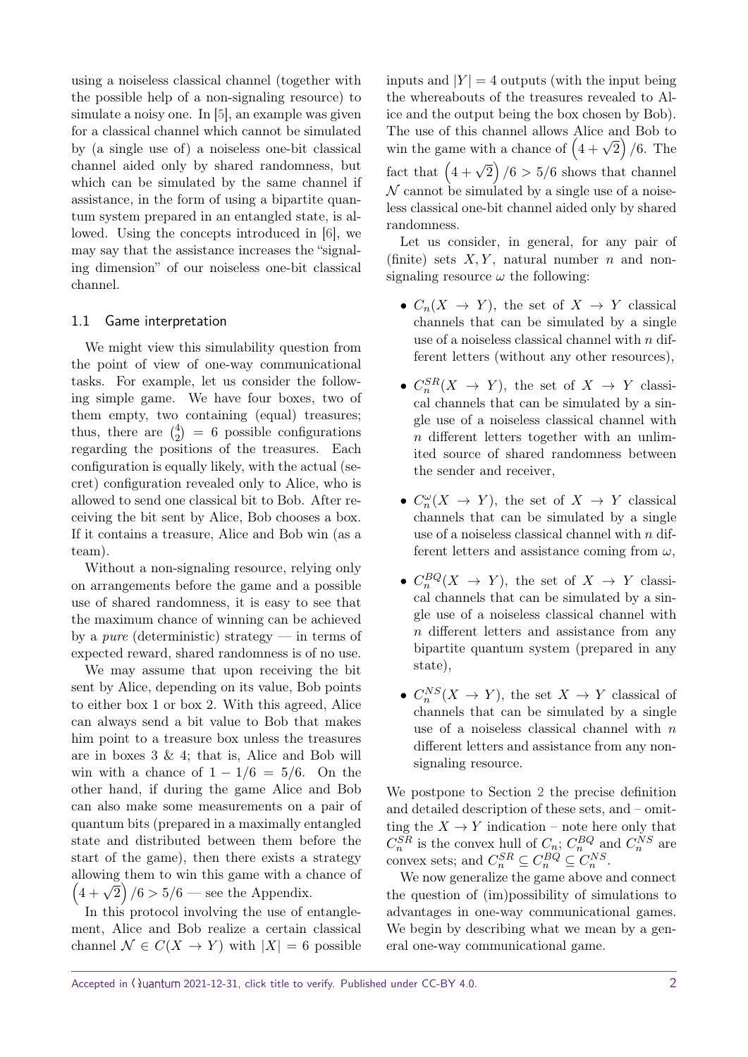using a noiseless classical channel (together with the possible help of a non-signaling resource) to simulate a noisy one. In [5], an example was given for a classical channel which cannot be simulated by (a single use of) a noiseless one-bit classical channel aided only by shared randomness, but which can be simulated by the same channel if assistance, in the form of using a bipartite quantum system prepared in an entangled state, is allowed. Using the concepts introduced in [6], we may say that the assistance increases the "signaling dimension" of our noiseless one-bit classical channel.

### 1.1 Game interpretation

We might view this simulability question from the point of view of one-way communicational tasks. For example, let us consider the following simple game. We have four boxes, two of them empty, two containing (equal) treasures; thus, there are $\binom{4}{2} = 6$ possible configurations regarding the positions of the treasures. Each configuration is equally likely, with the actual (secret) configuration revealed only to Alice, who is allowed to send one classical bit to Bob. After receiving the bit sent by Alice, Bob chooses a box. If it contains a treasure, Alice and Bob win (as a team).

Without a non-signaling resource, relying only on arrangements before the game and a possible use of shared randomness, it is easy to see that the maximum chance of winning can be achieved by a *pure* (deterministic) strategy — in terms of expected reward, shared randomness is of no use.

We may assume that upon receiving the bit sent by Alice, depending on its value, Bob points to either box 1 or box 2. With this agreed, Alice can always send a bit value to Bob that makes him point to a treasure box unless the treasures are in boxes 3 & 4; that is, Alice and Bob will win with a chance of $1 - 1/6 = 5/6$. On the other hand, if during the game Alice and Bob can also make some measurements on a pair of quantum bits (prepared in a maximally entangled state and distributed between them before the start of the game), then there exists a strategy allowing them to win this game with a chance of $\left(4+\sqrt{2}\right)/6 > 5/6$ — see the Appendix.

In this protocol involving the use of entanglement, Alice and Bob realize a certain classical channel $\mathcal{N} \in C(X \to Y)$ with $|X| = 6$ possible inputs and $|Y| = 4$ outputs (with the input being the whereabouts of the treasures revealed to Alice and the output being the box chosen by Bob). The use of this channel allows Alice and Bob to win the game with a chance of $\left(4+\sqrt{2}\right)/6$. The fact that $\left(4+\sqrt{2}\right)/6 > 5/6$ shows that channel $\mathcal{N}$ cannot be simulated by a single use of a noiseless classical one-bit channel aided only by shared randomness.

Let us consider, in general, for any pair of (finite) sets $X, Y$, natural number $n$ and non-signaling resource $\omega$ the following:

- $C_n(X \to Y)$, the set of $X \to Y$ classical channels that can be simulated by a single use of a noiseless classical channel with $n$ different letters (without any other resources),
- $C_n^{SR}(X \to Y)$, the set of $X \to Y$ classical channels that can be simulated by a single use of a noiseless classical channel with $n$ different letters together with an unlimited source of shared randomness between the sender and receiver,
- $C_n^{\omega}(X \to Y)$, the set of $X \to Y$ classical channels that can be simulated by a single use of a noiseless classical channel with $n$ different letters and assistance coming from $\omega$,
- $C_n^{BQ}(X \to Y)$, the set of $X \to Y$ classical channels that can be simulated by a single use of a noiseless classical channel with $n$ different letters and assistance from any bipartite quantum system (prepared in any state),
- $C_n^{NS}(X \to Y)$, the set $X \to Y$ classical of channels that can be simulated by a single use of a noiseless classical channel with $n$ different letters and assistance from any non-signaling resource.

We postpone to Section 2 the precise definition and detailed description of these sets, and – omitting the $X \to Y$ indication – note here only that $C_n^{SR}$ is the convex hull of $C_n$; $C_n^{BQ}$ and $C_n^{NS}$ are convex sets; and $C_n^{SR} \subseteq C_n^{BQ} \subseteq C_n^{NS}$.

We now generalize the game above and connect the question of (im)possibility of simulations to advantages in one-way communicational games. We begin by describing what we mean by a general one-way communicational game.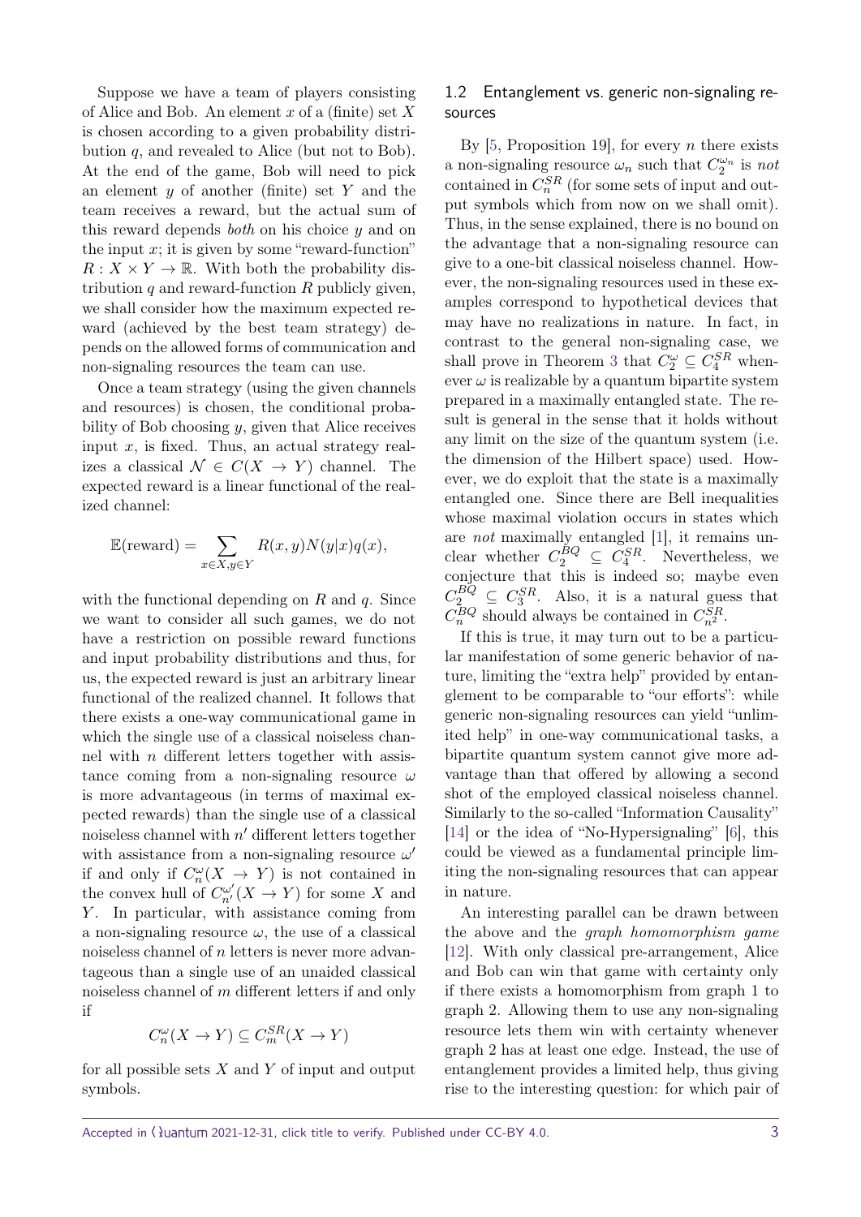Suppose we have a team of players consisting of Alice and Bob. An element $x$ of a (finite) set $X$ is chosen according to a given probability distribution $q$, and revealed to Alice (but not to Bob). At the end of the game, Bob will need to pick an element $y$ of another (finite) set $Y$ and the team receives a reward, but the actual sum of this reward depends *both* on his choice $y$ and on the input $x$; it is given by some "reward-function" $R : X \times Y \to \mathbb{R}$. With both the probability distribution $q$ and reward-function $R$ publicly given, we shall consider how the maximum expected reward (achieved by the best team strategy) depends on the allowed forms of communication and non-signaling resources the team can use.

Once a team strategy (using the given channels and resources) is chosen, the conditional probability of Bob choosing $y$, given that Alice receives input $x$, is fixed. Thus, an actual strategy realizes a classical $\mathcal{N} \in C(X \to Y)$ channel. The expected reward is a linear functional of the realized channel:

$$\mathbb{E}(\text{reward}) = \sum_{x \in X, y \in Y} R(x,y) N(y|x) q(x),$$

with the functional depending on $R$ and $q$. Since we want to consider all such games, we do not have a restriction on possible reward functions and input probability distributions and thus, for us, the expected reward is just an arbitrary linear functional of the realized channel. It follows that there exists a one-way communicational game in which the single use of a classical noiseless channel with $n$ different letters together with assistance coming from a non-signaling resource $\omega$ is more advantageous (in terms of maximal expected rewards) than the single use of a classical noiseless channel with $n'$ different letters together with assistance from a non-signaling resource $\omega'$ if and only if $C_n^{\omega}(X \to Y)$ is not contained in the convex hull of $C_{n'}^{\omega'}(X \to Y)$ for some $X$ and $Y$. In particular, with assistance coming from a non-signaling resource $\omega$, the use of a classical noiseless channel of $n$ letters is never more advantageous than a single use of an unaided classical noiseless channel of $m$ different letters if and only if

$$C_n^{\omega}(X \to Y) \subseteq C_m^{SR}(X \to Y)$$

for all possible sets $X$ and $Y$ of input and output symbols.

## 1.2 Entanglement vs. generic non-signaling resources

By [5, Proposition 19], for every $n$ there exists a non-signaling resource $\omega_n$ such that $C_2^{\omega_n}$ is *not* contained in $C_n^{SR}$ (for some sets of input and output symbols which from now on we shall omit). Thus, in the sense explained, there is no bound on the advantage that a non-signaling resource can give to a one-bit classical noiseless channel. However, the non-signaling resources used in these examples correspond to hypothetical devices that may have no realizations in nature. In fact, in contrast to the general non-signaling case, we shall prove in Theorem 3 that $C_2^{\omega} \subseteq C_4^{SR}$ whenever $\omega$ is realizable by a quantum bipartite system prepared in a maximally entangled state. The result is general in the sense that it holds without any limit on the size of the quantum system (i.e. the dimension of the Hilbert space) used. However, we do exploit that the state is a maximally entangled one. Since there are Bell inequalities whose maximal violation occurs in states which are *not* maximally entangled [1], it remains unclear whether $C_2^{BQ} \subseteq C_4^{SR}$. Nevertheless, we conjecture that this is indeed so; maybe even $C_2^{BQ} \subseteq C_3^{SR}$. Also, it is a natural guess that $C_n^{BQ}$ should always be contained in $C_{n^2}^{SR}$.

If this is true, it may turn out to be a particular manifestation of some generic behavior of nature, limiting the "extra help" provided by entanglement to be comparable to "our efforts": while generic non-signaling resources can yield "unlimited help" in one-way communicational tasks, a bipartite quantum system cannot give more advantage than that offered by allowing a second shot of the employed classical noiseless channel. Similarly to the so-called "Information Causality" [14] or the idea of "No-Hypersignaling" [6], this could be viewed as a fundamental principle limiting the non-signaling resources that can appear in nature.

An interesting parallel can be drawn between the above and the *graph homomorphism game* [12]. With only classical pre-arrangement, Alice and Bob can win that game with certainty only if there exists a homomorphism from graph 1 to graph 2. Allowing them to use any non-signaling resource lets them win with certainty whenever graph 2 has at least one edge. Instead, the use of entanglement provides a limited help, thus giving rise to the interesting question: for which pair of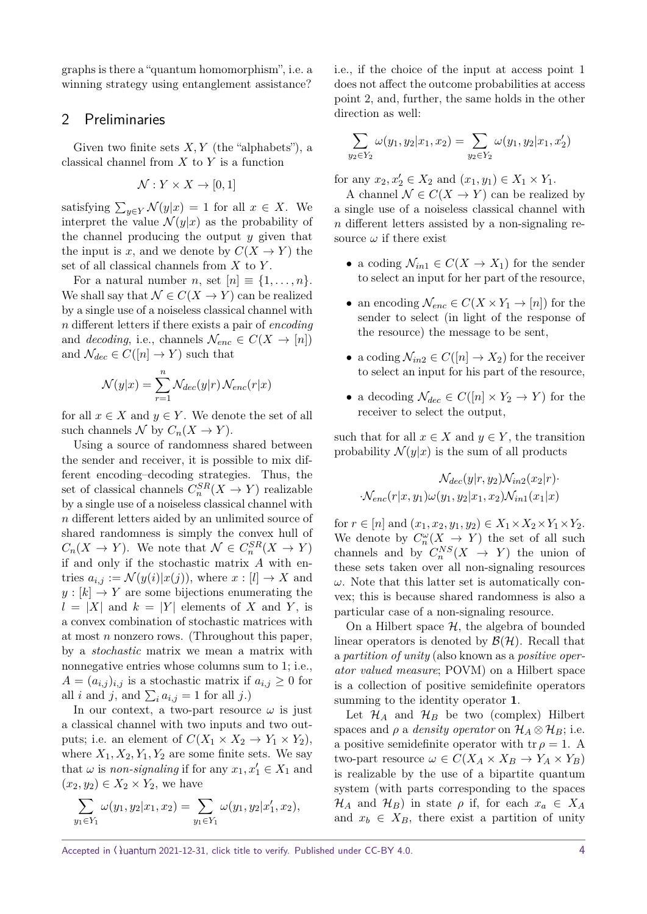graphs is there a "quantum homomorphism", i.e. a winning strategy using entanglement assistance?

## 2 Preliminaries

Given two finite sets $X, Y$ (the "alphabets"), a classical channel from $X$ to $Y$ is a function

$$\mathcal{N} : Y \times X \to [0,1]$$

satisfying $\sum_{y\in Y} \mathcal{N}(y|x) = 1$ for all $x \in X$. We interpret the value $\mathcal{N}(y|x)$ as the probability of the channel producing the output $y$ given that the input is $x$, and we denote by $C(X \to Y)$ the set of all classical channels from $X$ to $Y$.

For a natural number $n$, set $[n] \equiv \{1, \ldots, n\}$. We shall say that $\mathcal{N} \in C(X \to Y)$ can be realized by a single use of a noiseless classical channel with $n$ different letters if there exists a pair of *encoding* and *decoding*, i.e., channels $\mathcal{N}_{enc} \in C(X \to [n])$ and $\mathcal{N}_{dec} \in C([n] \to Y)$ such that

$$\mathcal{N}(y|x) = \sum_{r=1}^{n} \mathcal{N}_{dec}(y|r)\mathcal{N}_{enc}(r|x)$$

for all $x \in X$ and $y \in Y$. We denote the set of all such channels $\mathcal{N}$ by $C_n(X \to Y)$.

Using a source of randomness shared between the sender and receiver, it is possible to mix different encoding–decoding strategies. Thus, the set of classical channels $C_n^{SR}(X \to Y)$ realizable by a single use of a noiseless classical channel with $n$ different letters aided by an unlimited source of shared randomness is simply the convex hull of $C_n(X \to Y)$. We note that $\mathcal{N} \in C_n^{SR}(X \to Y)$ if and only if the stochastic matrix $A$ with entries $a_{i,j} := \mathcal{N}(y(i)|x(j))$, where $x : [l] \to X$ and $y : [k] \to Y$ are some bijections enumerating the $l = |X|$ and $k = |Y|$ elements of $X$ and $Y$, is a convex combination of stochastic matrices with at most $n$ nonzero rows. (Throughout this paper, by a *stochastic* matrix we mean a matrix with nonnegative entries whose columns sum to 1; i.e., $A = (a_{i,j})_{i,j}$ is a stochastic matrix if $a_{i,j} \geq 0$ for all $i$ and $j$, and $\sum_i a_{i,j} = 1$ for all $j$.)

In our context, a two-part resource $\omega$ is just a classical channel with two inputs and two outputs; i.e. an element of $C(X_1 \times X_2 \to Y_1 \times Y_2)$, where $X_1, X_2, Y_1, Y_2$ are some finite sets. We say that $\omega$ is *non-signaling* if for any $x_1, x_1' \in X_1$ and $(x_2, y_2) \in X_2 \times Y_2$, we have

$$\sum_{y_1\in Y_1} \omega(y_1, y_2|x_1, x_2) = \sum_{y_1\in Y_1} \omega(y_1, y_2|x_1', x_2),$$

i.e., if the choice of the input at access point 1 does not affect the outcome probabilities at access point 2, and, further, the same holds in the other direction as well:

$$\sum_{y_2\in Y_2} \omega(y_1, y_2|x_1, x_2) = \sum_{y_2\in Y_2} \omega(y_1, y_2|x_1, x_2')$$

for any $x_2, x_2' \in X_2$ and $(x_1, y_1) \in X_1 \times Y_1$.

A channel $\mathcal{N} \in C(X \to Y)$ can be realized by a single use of a noiseless classical channel with $n$ different letters assisted by a non-signaling resource $\omega$ if there exist

- a coding $\mathcal{N}_{in1} \in C(X \to X_1)$ for the sender to select an input for her part of the resource,
- an encoding $\mathcal{N}_{enc} \in C(X \times Y_1 \to [n])$ for the sender to select (in light of the response of the resource) the message to be sent,
- a coding $\mathcal{N}_{in2} \in C([n] \to X_2)$ for the receiver to select an input for his part of the resource,
- a decoding $\mathcal{N}_{dec} \in C([n] \times Y_2 \to Y)$ for the receiver to select the output,

such that for all $x \in X$ and $y \in Y$, the transition probability $\mathcal{N}(y|x)$ is the sum of all products

$$\mathcal{N}_{dec}(y|r, y_2)\mathcal{N}_{in2}(x_2|r)\cdot$$
$$\cdot\mathcal{N}_{enc}(r|x, y_1)\omega(y_1, y_2|x_1, x_2)\mathcal{N}_{in1}(x_1|x)$$

for $r \in [n]$ and $(x_1, x_2, y_1, y_2) \in X_1 \times X_2 \times Y_1 \times Y_2$. We denote by $C_n^{\omega}(X \to Y)$ the set of all such channels and by $C_n^{NS}(X \to Y)$ the union of these sets taken over all non-signaling resources $\omega$. Note that this latter set is automatically convex; this is because shared randomness is also a particular case of a non-signaling resource.

On a Hilbert space $\mathcal{H}$, the algebra of bounded linear operators is denoted by $\mathcal{B}(\mathcal{H})$. Recall that a *partition of unity* (also known as a *positive operator valued measure*; POVM) on a Hilbert space is a collection of positive semidefinite operators summing to the identity operator $\mathbf{1}$.

Let $\mathcal{H}_A$ and $\mathcal{H}_B$ be two (complex) Hilbert spaces and $\rho$ a *density operator* on $\mathcal{H}_A \otimes \mathcal{H}_B$; i.e. a positive semidefinite operator with $\operatorname{tr} \rho = 1$. A two-part resource $\omega \in C(X_A \times X_B \to Y_A \times Y_B)$ is realizable by the use of a bipartite quantum system (with parts corresponding to the spaces $\mathcal{H}_A$ and $\mathcal{H}_B$) in state $\rho$ if, for each $x_a \in X_A$ and $x_b \in X_B$, there exist a partition of unity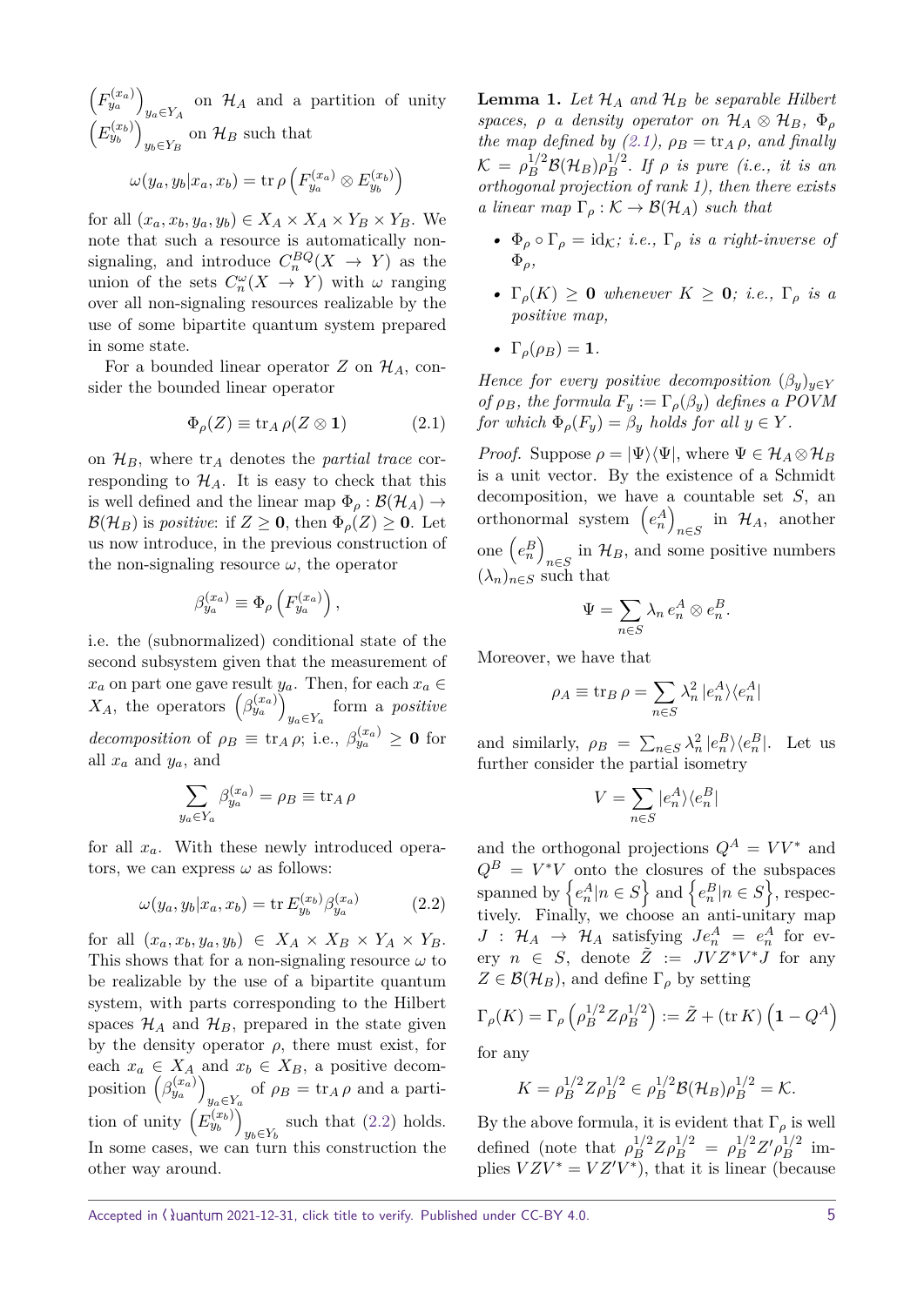$\left(F^{(x_a)}_{y_a}\right)_{y_a \in Y_A}$ on $\mathcal{H}_A$ and a partition of unity $\left(E^{(x_b)}_{y_b}\right)_{y_b \in Y_B}$ on $\mathcal{H}_B$ such that

$$\omega(y_a, y_b | x_a, x_b) = \operatorname{tr} \rho \left(F^{(x_a)}_{y_a} \otimes E^{(x_b)}_{y_b}\right)$$

for all $(x_a, x_b, y_a, y_b) \in X_A \times X_A \times Y_B \times Y_B$. We note that such a resource is automatically non-signaling, and introduce $C^{BQ}_n(X \to Y)$ as the union of the sets $C^\omega_n(X \to Y)$ with $\omega$ ranging over all non-signaling resources realizable by the use of some bipartite quantum system prepared in some state.

For a bounded linear operator $Z$ on $\mathcal{H}_A$, consider the bounded linear operator

$$\Phi_\rho(Z) \equiv \operatorname{tr}_A \rho (Z \otimes \mathbf{1}) \tag{2.1}$$

on $\mathcal{H}_B$, where $\operatorname{tr}_A$ denotes the *partial trace* corresponding to $\mathcal{H}_A$. It is easy to check that this is well defined and the linear map $\Phi_\rho : \mathcal{B}(\mathcal{H}_A) \to \mathcal{B}(\mathcal{H}_B)$ is *positive*: if $Z \geq \mathbf{0}$, then $\Phi_\rho(Z) \geq \mathbf{0}$. Let us now introduce, in the previous construction of the non-signaling resource $\omega$, the operator

$$\beta^{(x_a)}_{y_a} \equiv \Phi_\rho\left(F^{(x_a)}_{y_a}\right),$$

i.e. the (subnormalized) conditional state of the second subsystem given that the measurement of $x_a$ on part one gave result $y_a$. Then, for each $x_a \in X_A$, the operators $\left(\beta^{(x_a)}_{y_a}\right)_{y_a \in Y_a}$ form a *positive decomposition* of $\rho_B \equiv \operatorname{tr}_A \rho$; i.e., $\beta^{(x_a)}_{y_a} \geq \mathbf{0}$ for all $x_a$ and $y_a$, and

$$\sum_{y_a \in Y_a} \beta^{(x_a)}_{y_a} = \rho_B \equiv \operatorname{tr}_A \rho$$

for all $x_a$. With these newly introduced operators, we can express $\omega$ as follows:

$$\omega(y_a, y_b | x_a, x_b) = \operatorname{tr} E^{(x_b)}_{y_b} \beta^{(x_a)}_{y_a} \tag{2.2}$$

for all $(x_a, x_b, y_a, y_b) \in X_A \times X_B \times Y_A \times Y_B$. This shows that for a non-signaling resource $\omega$ to be realizable by the use of a bipartite quantum system, with parts corresponding to the Hilbert spaces $\mathcal{H}_A$ and $\mathcal{H}_B$, prepared in the state given by the density operator $\rho$, there must exist, for each $x_a \in X_A$ and $x_b \in X_B$, a positive decomposition $\left(\beta^{(x_a)}_{y_a}\right)_{y_a \in Y_a}$ of $\rho_B = \operatorname{tr}_A \rho$ and a partition of unity $\left(E^{(x_b)}_{y_b}\right)_{y_b \in Y_b}$ such that (2.2) holds. In some cases, we can turn this construction the other way around.

**Lemma 1.** *Let $\mathcal{H}_A$ and $\mathcal{H}_B$ be separable Hilbert spaces, $\rho$ a density operator on $\mathcal{H}_A \otimes \mathcal{H}_B$, $\Phi_\rho$ the map defined by (2.1), $\rho_B = \operatorname{tr}_A \rho$, and finally $\mathcal{K} = \rho_B^{1/2} \mathcal{B}(\mathcal{H}_B) \rho_B^{1/2}$. If $\rho$ is pure (i.e., it is an orthogonal projection of rank 1), then there exists a linear map $\Gamma_\rho : \mathcal{K} \to \mathcal{B}(\mathcal{H}_A)$ such that*

- *$\Phi_\rho \circ \Gamma_\rho = \mathrm{id}_\mathcal{K}$; i.e., $\Gamma_\rho$ is a right-inverse of $\Phi_\rho$,*
- *$\Gamma_\rho(K) \geq \mathbf{0}$ whenever $K \geq \mathbf{0}$; i.e., $\Gamma_\rho$ is a positive map,*
- *$\Gamma_\rho(\rho_B) = \mathbf{1}$.*

*Hence for every positive decomposition $(\beta_y)_{y \in Y}$ of $\rho_B$, the formula $F_y := \Gamma_\rho(\beta_y)$ defines a POVM for which $\Phi_\rho(F_y) = \beta_y$ holds for all $y \in Y$.*

*Proof.* Suppose $\rho = |\Psi\rangle\langle\Psi|$, where $\Psi \in \mathcal{H}_A \otimes \mathcal{H}_B$ is a unit vector. By the existence of a Schmidt decomposition, we have a countable set $S$, an orthonormal system $\left(e^A_n\right)_{n \in S}$ in $\mathcal{H}_A$, another one $\left(e^B_n\right)_{n \in S}$ in $\mathcal{H}_B$, and some positive numbers $(\lambda_n)_{n \in S}$ such that

$$\Psi = \sum_{n \in S} \lambda_n \, e^A_n \otimes e^B_n.$$

Moreover, we have that

$$\rho_A \equiv \operatorname{tr}_B \rho = \sum_{n \in S} \lambda_n^2 \, |e^A_n\rangle\langle e^A_n|$$

and similarly, $\rho_B = \sum_{n \in S} \lambda_n^2 \, |e^B_n\rangle\langle e^B_n|$. Let us further consider the partial isometry

$$V = \sum_{n \in S} |e^A_n\rangle\langle e^B_n|$$

and the orthogonal projections $Q^A = VV^*$ and $Q^B = V^*V$ onto the closures of the subspaces spanned by $\left\{e^A_n | n \in S\right\}$ and $\left\{e^B_n | n \in S\right\}$, respectively. Finally, we choose an anti-unitary map $J : \mathcal{H}_A \to \mathcal{H}_A$ satisfying $J e^A_n = e^A_n$ for every $n \in S$, denote $\tilde{Z} := JVZ^*V^*J$ for any $Z \in \mathcal{B}(\mathcal{H}_B)$, and define $\Gamma_\rho$ by setting

$$\Gamma_\rho(K) = \Gamma_\rho\left(\rho_B^{1/2} Z \rho_B^{1/2}\right) := \tilde{Z} + (\operatorname{tr} K)\left(\mathbf{1} - Q^A\right)$$

for any

$$K = \rho_B^{1/2} Z \rho_B^{1/2} \in \rho_B^{1/2} \mathcal{B}(\mathcal{H}_B) \rho_B^{1/2} = \mathcal{K}.$$

By the above formula, it is evident that $\Gamma_\rho$ is well defined (note that $\rho_B^{1/2} Z \rho_B^{1/2} = \rho_B^{1/2} Z' \rho_B^{1/2}$ implies $VZV^* = VZ'V^*$), that it is linear (because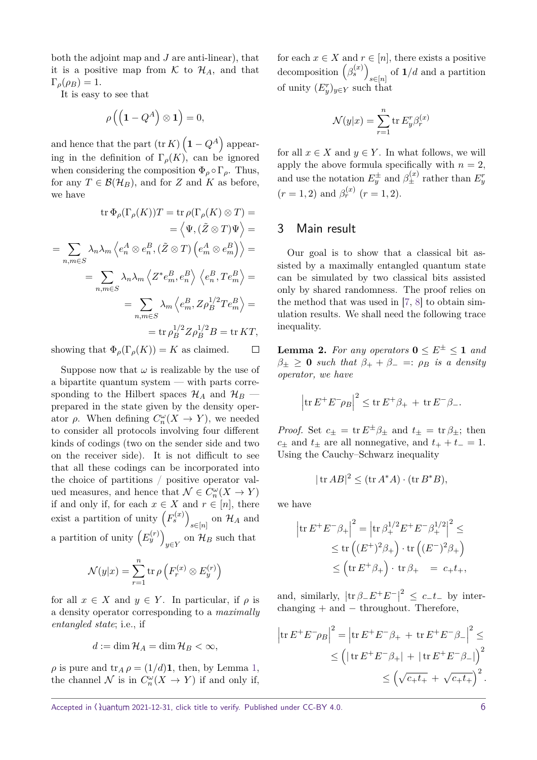both the adjoint map and $J$ are anti-linear), that it is a positive map from $\mathcal{K}$ to $\mathcal{H}_A$, and that $\Gamma_\rho(\rho_B) = 1$.

It is easy to see that

$$\rho\left(\left(\mathbf{1} - Q^A\right) \otimes \mathbf{1}\right) = 0,$$

and hence that the part $(\operatorname{tr} K)\left(\mathbf{1} - Q^A\right)$ appearing in the definition of $\Gamma_\rho(K)$, can be ignored when considering the composition $\Phi_\rho \circ \Gamma_\rho$. Thus, for any $T \in \mathcal{B}(\mathcal{H}_B)$, and for $Z$ and $K$ as before, we have

$$\begin{aligned}
\operatorname{tr} \Phi_\rho(\Gamma_\rho(K))T &= \operatorname{tr} \rho(\Gamma_\rho(K) \otimes T) = \\
&= \left\langle \Psi, (\tilde{Z} \otimes T)\Psi \right\rangle = \\
= \sum_{n,m \in S} \lambda_n \lambda_m &\left\langle e_n^A \otimes e_n^B, (\tilde{Z} \otimes T)\left(e_m^A \otimes e_m^B\right) \right\rangle = \\
= \sum_{n,m \in S} \lambda_n \lambda_m &\left\langle Z^* e_m^B, e_n^B \right\rangle \left\langle e_n^B, T e_m^B \right\rangle = \\
= \sum_{n,m \in S} \lambda_m &\left\langle e_m^B, Z \rho_B^{1/2} T e_m^B \right\rangle = \\
&= \operatorname{tr} \rho_B^{1/2} Z \rho_B^{1/2} B = \operatorname{tr} KT,
\end{aligned}$$

showing that $\Phi_\rho(\Gamma_\rho(K)) = K$ as claimed. $\square$

Suppose now that $\omega$ is realizable by the use of a bipartite quantum system — with parts corresponding to the Hilbert spaces $\mathcal{H}_A$ and $\mathcal{H}_B$ — prepared in the state given by the density operator $\rho$. When defining $C_n^\omega(X \to Y)$, we needed to consider all protocols involving four different kinds of codings (two on the sender side and two on the receiver side). It is not difficult to see that all these codings can be incorporated into the choice of partitions / positive operator valued measures, and hence that $\mathcal{N} \in C_n^\omega(X \to Y)$ if and only if, for each $x \in X$ and $r \in [n]$, there exist a partition of unity $\left(F_s^{(x)}\right)_{s \in [n]}$ on $\mathcal{H}_A$ and a partition of unity $\left(E_y^{(r)}\right)_{y \in Y}$ on $\mathcal{H}_B$ such that

$$\mathcal{N}(y|x) = \sum_{r=1}^{n} \operatorname{tr} \rho \left(F_r^{(x)} \otimes E_y^{(r)}\right)$$

for all $x \in X$ and $y \in Y$. In particular, if $\rho$ is a density operator corresponding to a *maximally entangled state*; i.e., if

$$d := \dim \mathcal{H}_A = \dim \mathcal{H}_B < \infty,$$

$\rho$ is pure and $\operatorname{tr}_A \rho = (1/d)\mathbf{1}$, then, by Lemma 1, the channel $\mathcal{N}$ is in $C_n^\omega(X \to Y)$ if and only if, for each $x \in X$ and $r \in [n]$, there exists a positive decomposition $\left(\beta_s^{(x)}\right)_{s \in [n]}$ of $\mathbf{1}/d$ and a partition of unity $(E_y^r)_{y \in Y}$ such that

$$\mathcal{N}(y|x) = \sum_{r=1}^{n} \operatorname{tr} E_y^r \beta_r^{(x)}$$

for all $x \in X$ and $y \in Y$. In what follows, we will apply the above formula specifically with $n = 2$, and use the notation $E_y^\pm$ and $\beta_\pm^{(x)}$ rather than $E_y^r$ $(r = 1, 2)$ and $\beta_r^{(x)}$ $(r = 1, 2)$.

## 3 Main result

Our goal is to show that a classical bit assisted by a maximally entangled quantum state can be simulated by two classical bits assisted only by shared randomness. The proof relies on the method that was used in [7, 8] to obtain simulation results. We shall need the following trace inequality.

**Lemma 2.** *For any operators $\mathbf{0} \leq E^\pm \leq \mathbf{1}$ and $\beta_\pm \geq \mathbf{0}$ such that $\beta_+ + \beta_- =: \rho_B$ is a density operator, we have*

$$\left|\operatorname{tr} E^+ E^- \rho_B\right|^2 \leq \operatorname{tr} E^+ \beta_+ + \operatorname{tr} E^- \beta_-.$$

*Proof.* Set $c_\pm = \operatorname{tr} E^\pm \beta_\pm$ and $t_\pm = \operatorname{tr} \beta_\pm$; then $c_\pm$ and $t_\pm$ are all nonnegative, and $t_+ + t_- = 1$. Using the Cauchy–Schwarz inequality

$$|\operatorname{tr} AB|^2 \leq (\operatorname{tr} A^* A) \cdot (\operatorname{tr} B^* B),$$

we have

$$\begin{aligned}
\left|\operatorname{tr} E^+ E^- \beta_+\right|^2 &= \left|\operatorname{tr} \beta_+^{1/2} E^+ E^- \beta_+^{1/2}\right|^2 \leq \\
&\leq \operatorname{tr}\left((E^+)^2 \beta_+\right) \cdot \operatorname{tr}\left((E^-)^2 \beta_+\right) \\
&\leq \left(\operatorname{tr} E^+ \beta_+\right) \cdot \operatorname{tr} \beta_+ \quad = c_+ t_+,
\end{aligned}$$

and, similarly, $\left|\operatorname{tr} \beta_- E^+ E^-\right|^2 \leq c_- t_-$ by interchanging $+$ and $-$ throughout. Therefore,

$$\begin{aligned}
\left|\operatorname{tr} E^+ E^- \rho_B\right|^2 &= \left|\operatorname{tr} E^+ E^- \beta_+ + \operatorname{tr} E^+ E^- \beta_-\right|^2 \leq \\
&\leq \left(|\operatorname{tr} E^+ E^- \beta_+| + |\operatorname{tr} E^+ E^- \beta_-|\right)^2 \\
&\leq \left(\sqrt{c_+ t_+} + \sqrt{c_+ t_+}\right)^2.
\end{aligned}$$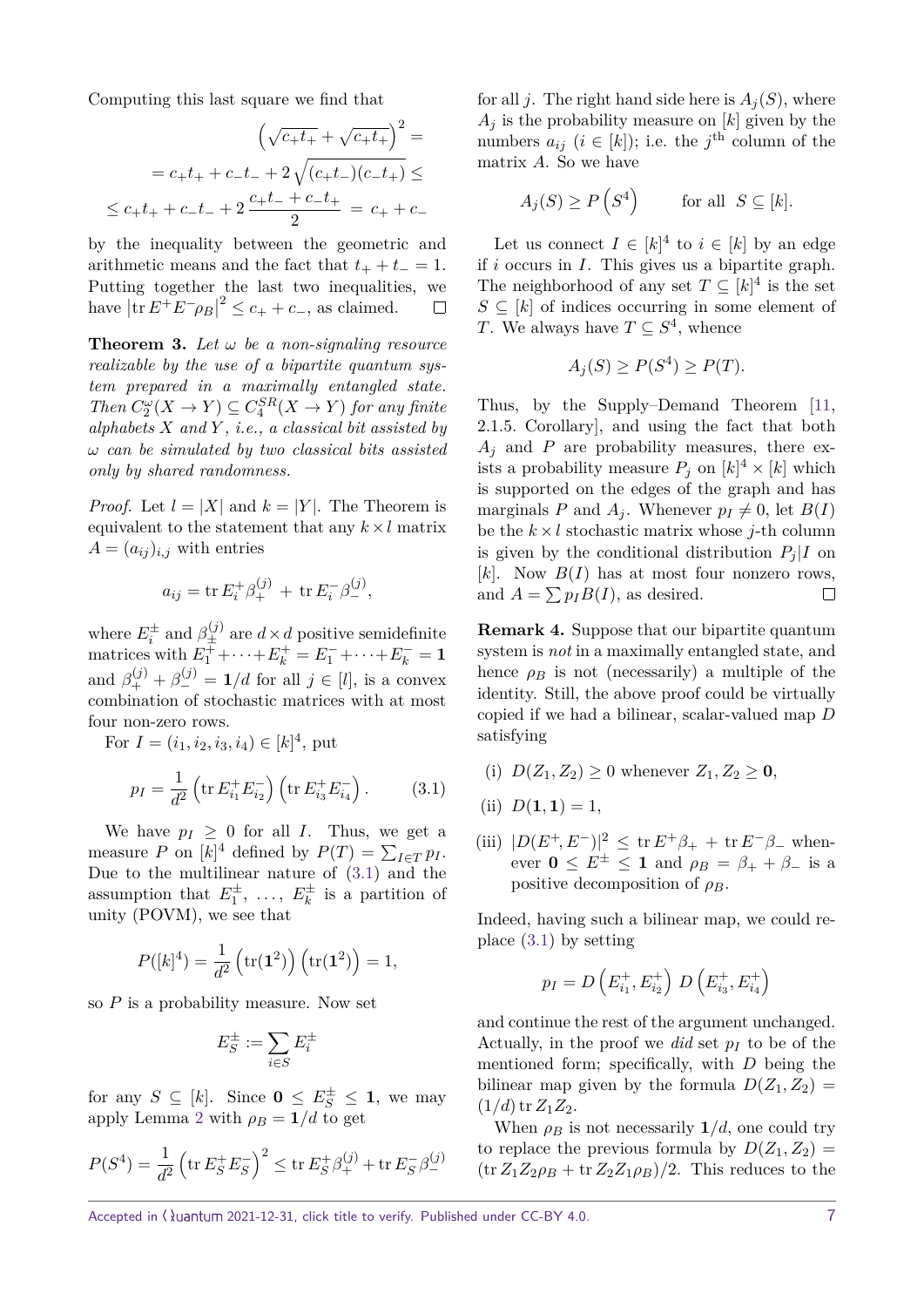Computing this last square we find that

$$\left(\sqrt{c_+t_+} + \sqrt{c_+t_+}\right)^2 =$$

$$= c_+t_+ + c_-t_- + 2\sqrt{(c_+t_-)(c_-t_+)} \leq$$

$$\leq c_+t_+ + c_-t_- + 2\,\frac{c_+t_- + c_-t_+}{2} \;=\; c_+ + c_-$$

by the inequality between the geometric and arithmetic means and the fact that $t_+ + t_- = 1$. Putting together the last two inequalities, we have $\left|\operatorname{tr} E^+E^-\rho_B\right|^2 \leq c_+ + c_-$, as claimed. $\square$

**Theorem 3.** *Let $\omega$ be a non-signaling resource realizable by the use of a bipartite quantum system prepared in a maximally entangled state. Then $C_2^\omega(X \to Y) \subseteq C_4^{SR}(X \to Y)$ for any finite alphabets $X$ and $Y$, i.e., a classical bit assisted by $\omega$ can be simulated by two classical bits assisted only by shared randomness.*

*Proof.* Let $l = |X|$ and $k = |Y|$. The Theorem is equivalent to the statement that any $k \times l$ matrix $A = (a_{ij})_{i,j}$ with entries

$$a_{ij} = \operatorname{tr} E_i^+\beta_+^{(j)} \;+\; \operatorname{tr} E_i^-\beta_-^{(j)},$$

where $E_i^\pm$ and $\beta_\pm^{(j)}$ are $d \times d$ positive semidefinite matrices with $E_1^+ + \cdots + E_k^+ = E_1^- + \cdots + E_k^- = \mathbf{1}$ and $\beta_+^{(j)} + \beta_-^{(j)} = \mathbf{1}/d$ for all $j \in [l]$, is a convex combination of stochastic matrices with at most four non-zero rows.

For $I = (i_1, i_2, i_3, i_4) \in [k]^4$, put

$$p_I = \frac{1}{d^2}\left(\operatorname{tr} E_{i_1}^+E_{i_2}^-\right)\left(\operatorname{tr} E_{i_3}^+E_{i_4}^-\right). \tag{3.1}$$

We have $p_I \geq 0$ for all $I$. Thus, we get a measure $P$ on $[k]^4$ defined by $P(T) = \sum_{I \in T} p_I$. Due to the multilinear nature of (3.1) and the assumption that $E_1^\pm, \ldots, E_k^\pm$ is a partition of unity (POVM), we see that

$$P([k]^4) = \frac{1}{d^2}\left(\operatorname{tr}(\mathbf{1}^2)\right)\left(\operatorname{tr}(\mathbf{1}^2)\right) = 1,$$

so $P$ is a probability measure. Now set

$$E_S^\pm := \sum_{i \in S} E_i^\pm$$

for any $S \subseteq [k]$. Since $\mathbf{0} \leq E_S^\pm \leq \mathbf{1}$, we may apply Lemma 2 with $\rho_B = \mathbf{1}/d$ to get

$$P(S^4) = \frac{1}{d^2}\left(\operatorname{tr} E_S^+E_S^-\right)^2 \leq \operatorname{tr} E_S^+\beta_+^{(j)} + \operatorname{tr} E_S^-\beta_-^{(j)}$$

for all $j$. The right hand side here is $A_j(S)$, where $A_j$ is the probability measure on $[k]$ given by the numbers $a_{ij}$ ($i \in [k]$); i.e. the $j^{\text{th}}$ column of the matrix $A$. So we have

$$A_j(S) \geq P\left(S^4\right) \qquad \text{for all } \; S \subseteq [k].$$

Let us connect $I \in [k]^4$ to $i \in [k]$ by an edge if $i$ occurs in $I$. This gives us a bipartite graph. The neighborhood of any set $T \subseteq [k]^4$ is the set $S \subseteq [k]$ of indices occurring in some element of $T$. We always have $T \subseteq S^4$, whence

$$A_j(S) \geq P(S^4) \geq P(T).$$

Thus, by the Supply–Demand Theorem [11, 2.1.5. Corollary], and using the fact that both $A_j$ and $P$ are probability measures, there exists a probability measure $P_j$ on $[k]^4 \times [k]$ which is supported on the edges of the graph and has marginals $P$ and $A_j$. Whenever $p_I \neq 0$, let $B(I)$ be the $k \times l$ stochastic matrix whose $j$-th column is given by the conditional distribution $P_j|I$ on $[k]$. Now $B(I)$ has at most four nonzero rows, and $A = \sum p_I B(I)$, as desired. $\square$

**Remark 4.** Suppose that our bipartite quantum system is *not* in a maximally entangled state, and hence $\rho_B$ is not (necessarily) a multiple of the identity. Still, the above proof could be virtually copied if we had a bilinear, scalar-valued map $D$ satisfying

(i) $D(Z_1, Z_2) \geq 0$ whenever $Z_1, Z_2 \geq \mathbf{0}$,

(ii) $D(\mathbf{1}, \mathbf{1}) = 1$,

(iii) $|D(E^+, E^-)|^2 \leq \operatorname{tr} E^+\beta_+ + \operatorname{tr} E^-\beta_-$ whenever $\mathbf{0} \leq E^\pm \leq \mathbf{1}$ and $\rho_B = \beta_+ + \beta_-$ is a positive decomposition of $\rho_B$.

Indeed, having such a bilinear map, we could replace (3.1) by setting

$$p_I = D\left(E_{i_1}^+, E_{i_2}^+\right)\, D\left(E_{i_3}^+, E_{i_4}^+\right)$$

and continue the rest of the argument unchanged. Actually, in the proof we *did* set $p_I$ to be of the mentioned form; specifically, with $D$ being the bilinear map given by the formula $D(Z_1, Z_2) = (1/d)\operatorname{tr} Z_1 Z_2$.

When $\rho_B$ is not necessarily $\mathbf{1}/d$, one could try to replace the previous formula by $D(Z_1, Z_2) = (\operatorname{tr} Z_1 Z_2 \rho_B + \operatorname{tr} Z_2 Z_1 \rho_B)/2$. This reduces to the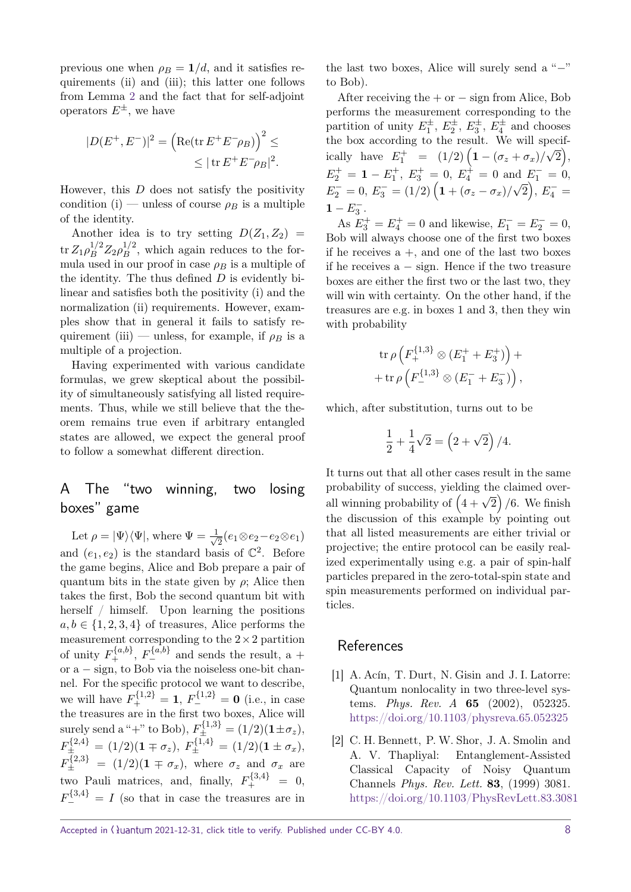previous one when $\rho_B = \mathbf{1}/d$, and it satisfies requirements (ii) and (iii); this latter one follows from Lemma 2 and the fact that for self-adjoint operators $E^{\pm}$, we have

$$|D(E^+, E^-)|^2 = \left(\mathrm{Re}(\operatorname{tr} E^+ E^- \rho_B)\right)^2 \leq \\ \leq |\operatorname{tr} E^+ E^- \rho_B|^2.$$

However, this $D$ does not satisfy the positivity condition (i) — unless of course $\rho_B$ is a multiple of the identity.

Another idea is to try setting $D(Z_1, Z_2) = \operatorname{tr} Z_1 \rho_B^{1/2} Z_2 \rho_B^{1/2}$, which again reduces to the formula used in our proof in case $\rho_B$ is a multiple of the identity. The thus defined $D$ is evidently bilinear and satisfies both the positivity (i) and the normalization (ii) requirements. However, examples show that in general it fails to satisfy requirement (iii) — unless, for example, if $\rho_B$ is a multiple of a projection.

Having experimented with various candidate formulas, we grew skeptical about the possibility of simultaneously satisfying all listed requirements. Thus, while we still believe that the theorem remains true even if arbitrary entangled states are allowed, we expect the general proof to follow a somewhat different direction.

## A The "two winning, two losing boxes" game

Let $\rho = |\Psi\rangle\langle\Psi|$, where $\Psi = \frac{1}{\sqrt{2}}(e_1 \otimes e_2 - e_2 \otimes e_1)$ and $(e_1, e_2)$ is the standard basis of $\mathbb{C}^2$. Before the game begins, Alice and Bob prepare a pair of quantum bits in the state given by $\rho$; Alice then takes the first, Bob the second quantum bit with herself / himself. Upon learning the positions $a, b \in \{1, 2, 3, 4\}$ of treasures, Alice performs the measurement corresponding to the $2 \times 2$ partition of unity $F_+^{\{a,b\}}$, $F_-^{\{a,b\}}$ and sends the result, a $+$ or a $-$ sign, to Bob via the noiseless one-bit channel. For the specific protocol we want to describe, we will have $F_+^{\{1,2\}} = \mathbf{1}$, $F_-^{\{1,2\}} = \mathbf{0}$ (i.e., in case the treasures are in the first two boxes, Alice will surely send a "$+$" to Bob), $F_\pm^{\{1,3\}} = (1/2)(\mathbf{1} \pm \sigma_z)$, $F_\pm^{\{2,4\}} = (1/2)(\mathbf{1} \mp \sigma_z)$, $F_\pm^{\{1,4\}} = (1/2)(\mathbf{1} \pm \sigma_x)$, $F_\pm^{\{2,3\}} = (1/2)(\mathbf{1} \mp \sigma_x)$, where $\sigma_z$ and $\sigma_x$ are two Pauli matrices, and, finally, $F_+^{\{3,4\}} = 0$, $F_-^{\{3,4\}} = I$ (so that in case the treasures are in the last two boxes, Alice will surely send a "$-$" to Bob).

After receiving the $+$ or $-$ sign from Alice, Bob performs the measurement corresponding to the partition of unity $E_1^{\pm}$, $E_2^{\pm}$, $E_3^{\pm}$, $E_4^{\pm}$ and chooses the box according to the result. We will specifically have $E_1^+ = (1/2)\left(\mathbf{1} - (\sigma_z + \sigma_x)/\sqrt{2}\right)$, $E_2^+ = \mathbf{1} - E_1^+$, $E_3^+ = 0$, $E_4^+ = 0$ and $E_1^- = 0$, $E_2^- = 0$, $E_3^- = (1/2)\left(\mathbf{1} + (\sigma_z - \sigma_x)/\sqrt{2}\right)$, $E_4^- = \mathbf{1} - E_3^-$.

As $E_3^+ = E_4^+ = 0$ and likewise, $E_1^- = E_2^- = 0$, Bob will always choose one of the first two boxes if he receives a $+$, and one of the last two boxes if he receives a $-$ sign. Hence if the two treasure boxes are either the first two or the last two, they will win with certainty. On the other hand, if the treasures are e.g. in boxes 1 and 3, then they win with probability

$$\operatorname{tr} \rho \left(F_+^{\{1,3\}} \otimes (E_1^+ + E_3^+)\right) + \\ + \operatorname{tr} \rho \left(F_-^{\{1,3\}} \otimes (E_1^- + E_3^-)\right),$$

which, after substitution, turns out to be

$$\frac{1}{2} + \frac{1}{4}\sqrt{2} = \left(2 + \sqrt{2}\right)/4.$$

It turns out that all other cases result in the same probability of success, yielding the claimed overall winning probability of $\left(4 + \sqrt{2}\right)/6$. We finish the discussion of this example by pointing out that all listed measurements are either trivial or projective; the entire protocol can be easily realized experimentally using e.g. a pair of spin-half particles prepared in the zero-total-spin state and spin measurements performed on individual particles.

## References

[1] A. Acín, T. Durt, N. Gisin and J. I. Latorre: Quantum nonlocality in two three-level systems. *Phys. Rev. A* **65** (2002), 052325. https://doi.org/10.1103/physreva.65.052325

[2] C. H. Bennett, P. W. Shor, J. A. Smolin and A. V. Thapliyal: Entanglement-Assisted Classical Capacity of Noisy Quantum Channels *Phys. Rev. Lett.* **83**, (1999) 3081. https://doi.org/10.1103/PhysRevLett.83.3081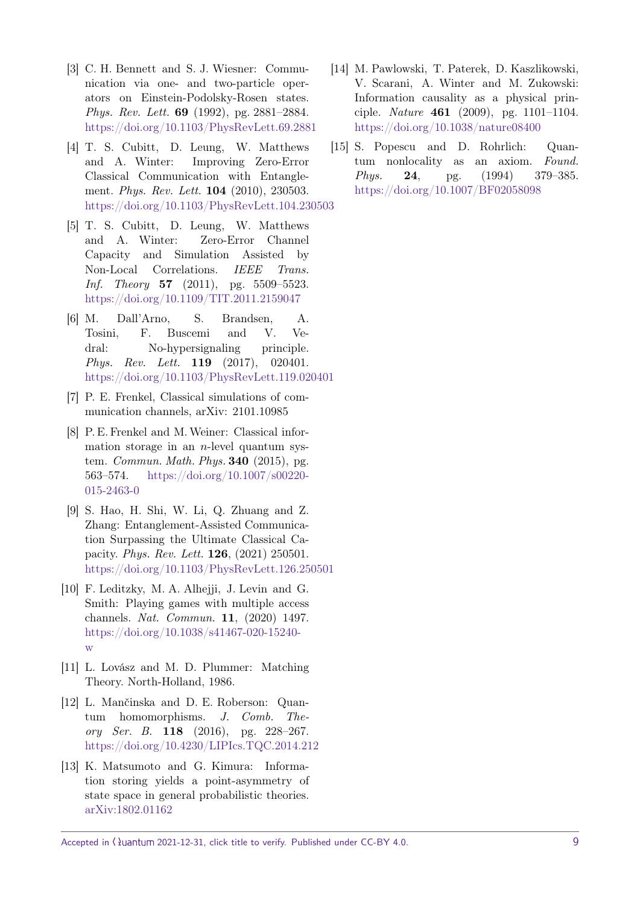[3] C. H. Bennett and S. J. Wiesner: Communication via one- and two-particle operators on Einstein-Podolsky-Rosen states. *Phys. Rev. Lett.* **69** (1992), pg. 2881–2884. https://doi.org/10.1103/PhysRevLett.69.2881

[4] T. S. Cubitt, D. Leung, W. Matthews and A. Winter: Improving Zero-Error Classical Communication with Entanglement. *Phys. Rev. Lett.* **104** (2010), 230503. https://doi.org/10.1103/PhysRevLett.104.230503

[5] T. S. Cubitt, D. Leung, W. Matthews and A. Winter: Zero-Error Channel Capacity and Simulation Assisted by Non-Local Correlations. *IEEE Trans. Inf. Theory* **57** (2011), pg. 5509–5523. https://doi.org/10.1109/TIT.2011.2159047

[6] M. Dall'Arno, S. Brandsen, A. Tosini, F. Buscemi and V. Vedral: No-hypersignaling principle. *Phys. Rev. Lett.* **119** (2017), 020401. https://doi.org/10.1103/PhysRevLett.119.020401

[7] P. E. Frenkel, Classical simulations of communication channels, arXiv: 2101.10985

[8] P. E. Frenkel and M. Weiner: Classical information storage in an $n$-level quantum system. *Commun. Math. Phys.* **340** (2015), pg. 563–574. https://doi.org/10.1007/s00220-015-2463-0

[9] S. Hao, H. Shi, W. Li, Q. Zhuang and Z. Zhang: Entanglement-Assisted Communication Surpassing the Ultimate Classical Capacity. *Phys. Rev. Lett.* **126**, (2021) 250501. https://doi.org/10.1103/PhysRevLett.126.250501

[10] F. Leditzky, M. A. Alhejji, J. Levin and G. Smith: Playing games with multiple access channels. *Nat. Commun.* **11**, (2020) 1497. https://doi.org/10.1038/s41467-020-15240-w

[11] L. Lovász and M. D. Plummer: Matching Theory. North-Holland, 1986.

[12] L. Mančinska and D. E. Roberson: Quantum homomorphisms. *J. Comb. Theory Ser. B.* **118** (2016), pg. 228–267. https://doi.org/10.4230/LIPIcs.TQC.2014.212

[13] K. Matsumoto and G. Kimura: Information storing yields a point-asymmetry of state space in general probabilistic theories. arXiv:1802.01162

[14] M. Pawlowski, T. Paterek, D. Kaszlikowski, V. Scarani, A. Winter and M. Zukowski: Information causality as a physical principle. *Nature* **461** (2009), pg. 1101–1104. https://doi.org/10.1038/nature08400

[15] S. Popescu and D. Rohrlich: Quantum nonlocality as an axiom. *Found. Phys.* **24**, pg. (1994) 379–385. https://doi.org/10.1007/BF02058098